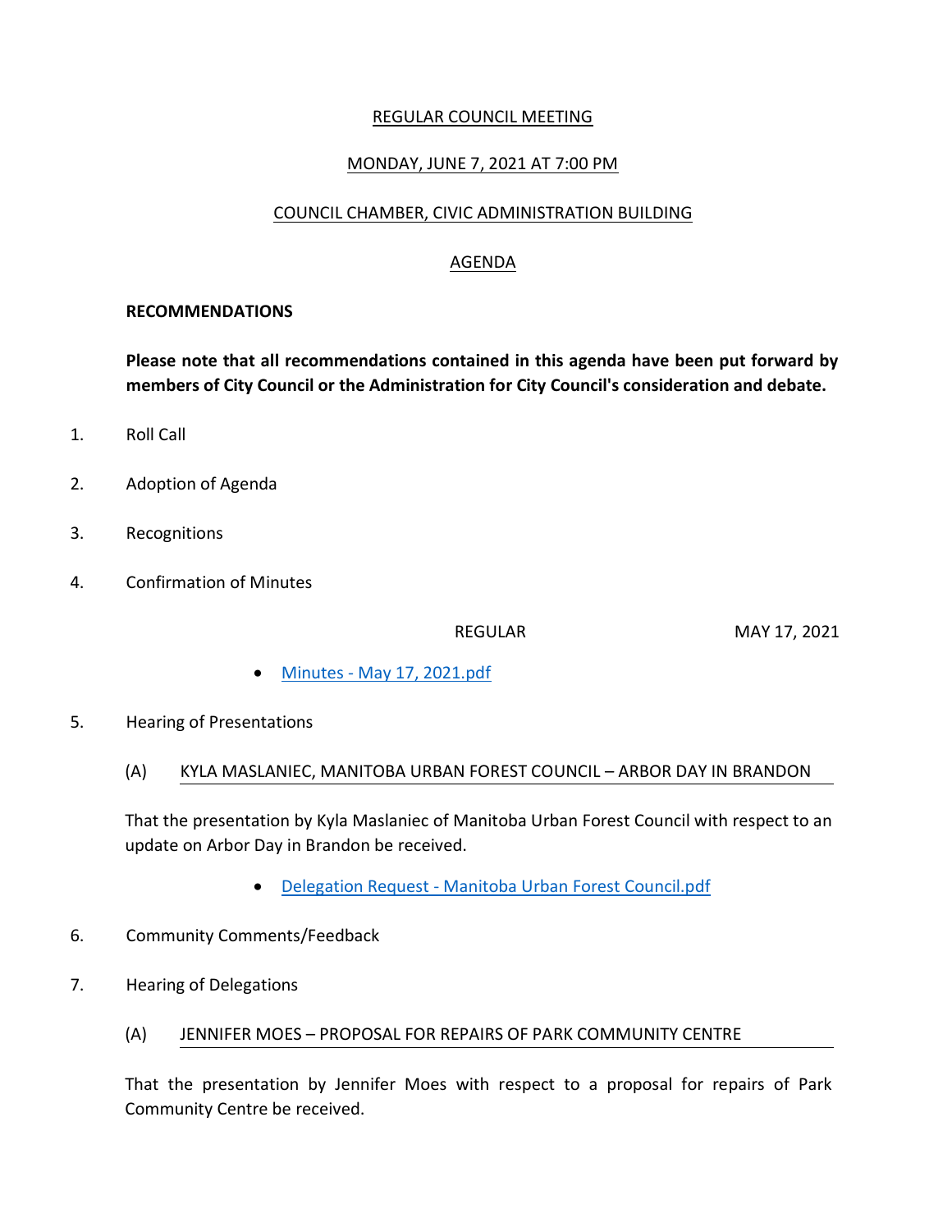# REGULAR COUNCIL MEETING

## MONDAY, JUNE 7, 2021 AT 7:00 PM

## COUNCIL CHAMBER, CIVIC ADMINISTRATION BUILDING

## AGENDA

**RECOMMENDATIONS**

**Please note that all recommendations contained in this agenda have been put forward by members of City Council or the Administration for City Council's consideration and debate.**

1. Roll Call

2. Adoption of Agenda

3. Recognitions

4. Confirmation of Minutes

   REGULAR MAY 17, 2021

   - Minutes - May 17, 2021.pdf

5. Hearing of Presentations

   (A) KYLA MASLANIEC, MANITOBA URBAN FOREST COUNCIL – ARBOR DAY IN BRANDON

   That the presentation by Kyla Maslaniec of Manitoba Urban Forest Council with respect to an update on Arbor Day in Brandon be received.

   - Delegation Request - Manitoba Urban Forest Council.pdf

6. Community Comments/Feedback

7. Hearing of Delegations

   (A) JENNIFER MOES – PROPOSAL FOR REPAIRS OF PARK COMMUNITY CENTRE

   That the presentation by Jennifer Moes with respect to a proposal for repairs of Park Community Centre be received.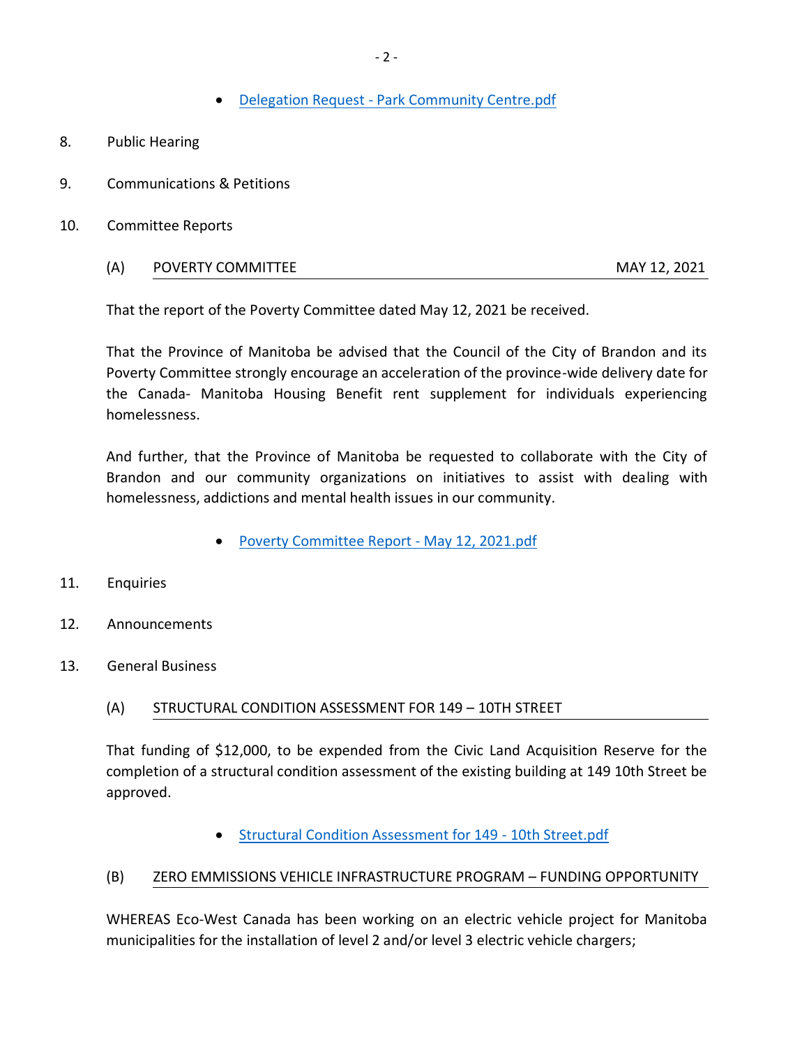- Delegation Request - Park Community Centre.pdf

8. Public Hearing

9. Communications & Petitions

10. Committee Reports

    (A) POVERTY COMMITTEE — MAY 12, 2021

That the report of the Poverty Committee dated May 12, 2021 be received.

That the Province of Manitoba be advised that the Council of the City of Brandon and its Poverty Committee strongly encourage an acceleration of the province-wide delivery date for the Canada- Manitoba Housing Benefit rent supplement for individuals experiencing homelessness.

And further, that the Province of Manitoba be requested to collaborate with the City of Brandon and our community organizations on initiatives to assist with dealing with homelessness, addictions and mental health issues in our community.

- Poverty Committee Report - May 12, 2021.pdf

11. Enquiries

12. Announcements

13. General Business

    (A) STRUCTURAL CONDITION ASSESSMENT FOR 149 – 10TH STREET

That funding of $12,000, to be expended from the Civic Land Acquisition Reserve for the completion of a structural condition assessment of the existing building at 149 10th Street be approved.

- Structural Condition Assessment for 149 - 10th Street.pdf

    (B) ZERO EMMISSIONS VEHICLE INFRASTRUCTURE PROGRAM – FUNDING OPPORTUNITY

WHEREAS Eco-West Canada has been working on an electric vehicle project for Manitoba municipalities for the installation of level 2 and/or level 3 electric vehicle chargers;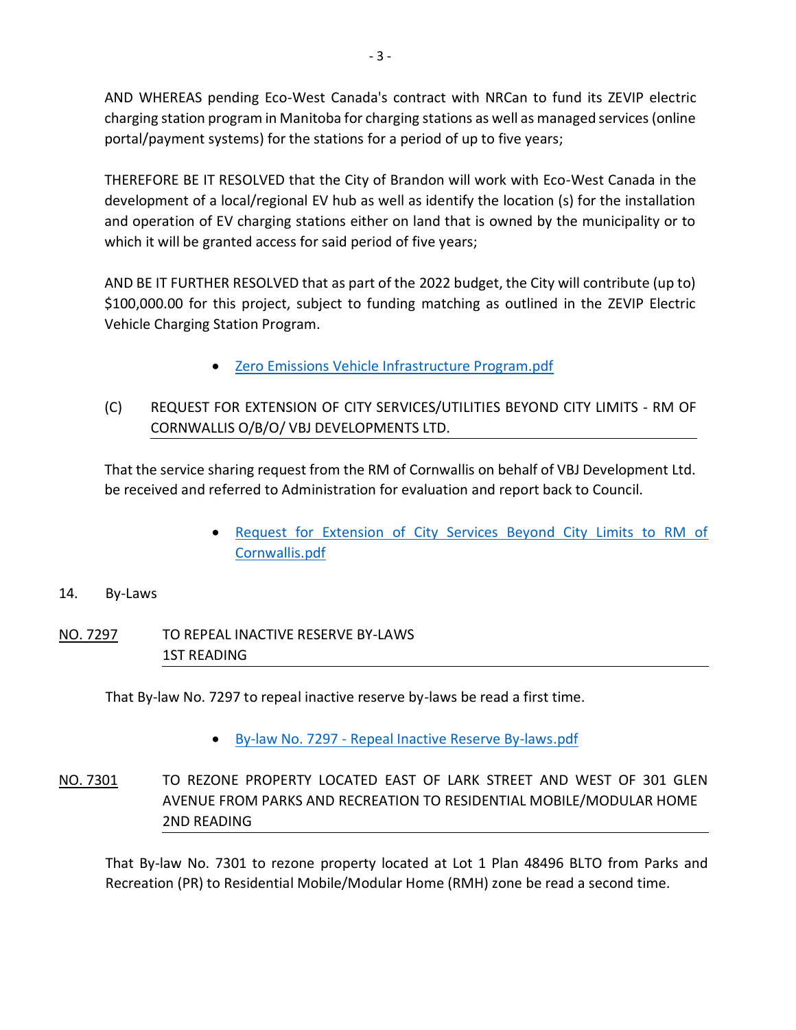AND WHEREAS pending Eco-West Canada's contract with NRCan to fund its ZEVIP electric charging station program in Manitoba for charging stations as well as managed services (online portal/payment systems) for the stations for a period of up to five years;

THEREFORE BE IT RESOLVED that the City of Brandon will work with Eco-West Canada in the development of a local/regional EV hub as well as identify the location (s) for the installation and operation of EV charging stations either on land that is owned by the municipality or to which it will be granted access for said period of five years;

AND BE IT FURTHER RESOLVED that as part of the 2022 budget, the City will contribute (up to) $100,000.00 for this project, subject to funding matching as outlined in the ZEVIP Electric Vehicle Charging Station Program.

- Zero Emissions Vehicle Infrastructure Program.pdf

(C) REQUEST FOR EXTENSION OF CITY SERVICES/UTILITIES BEYOND CITY LIMITS - RM OF CORNWALLIS O/B/O/ VBJ DEVELOPMENTS LTD.

That the service sharing request from the RM of Cornwallis on behalf of VBJ Development Ltd. be received and referred to Administration for evaluation and report back to Council.

- Request for Extension of City Services Beyond City Limits to RM of Cornwallis.pdf

14. By-Laws

NO. 7297 TO REPEAL INACTIVE RESERVE BY-LAWS
1ST READING

That By-law No. 7297 to repeal inactive reserve by-laws be read a first time.

- By-law No. 7297 - Repeal Inactive Reserve By-laws.pdf

NO. 7301 TO REZONE PROPERTY LOCATED EAST OF LARK STREET AND WEST OF 301 GLEN AVENUE FROM PARKS AND RECREATION TO RESIDENTIAL MOBILE/MODULAR HOME
2ND READING

That By-law No. 7301 to rezone property located at Lot 1 Plan 48496 BLTO from Parks and Recreation (PR) to Residential Mobile/Modular Home (RMH) zone be read a second time.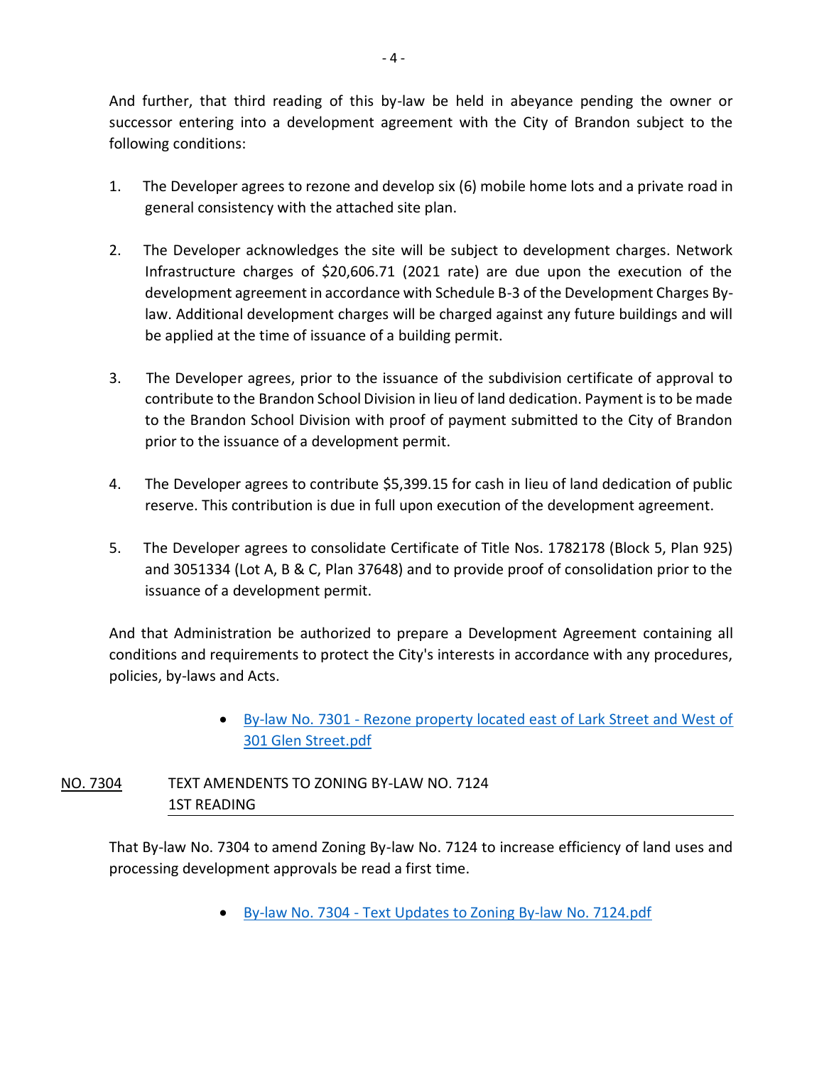And further, that third reading of this by-law be held in abeyance pending the owner or successor entering into a development agreement with the City of Brandon subject to the following conditions:

1. The Developer agrees to rezone and develop six (6) mobile home lots and a private road in general consistency with the attached site plan.

2. The Developer acknowledges the site will be subject to development charges. Network Infrastructure charges of $20,606.71 (2021 rate) are due upon the execution of the development agreement in accordance with Schedule B-3 of the Development Charges By-law. Additional development charges will be charged against any future buildings and will be applied at the time of issuance of a building permit.

3. The Developer agrees, prior to the issuance of the subdivision certificate of approval to contribute to the Brandon School Division in lieu of land dedication. Payment is to be made to the Brandon School Division with proof of payment submitted to the City of Brandon prior to the issuance of a development permit.

4. The Developer agrees to contribute $5,399.15 for cash in lieu of land dedication of public reserve. This contribution is due in full upon execution of the development agreement.

5. The Developer agrees to consolidate Certificate of Title Nos. 1782178 (Block 5, Plan 925) and 3051334 (Lot A, B & C, Plan 37648) and to provide proof of consolidation prior to the issuance of a development permit.

And that Administration be authorized to prepare a Development Agreement containing all conditions and requirements to protect the City's interests in accordance with any procedures, policies, by-laws and Acts.

- By-law No. 7301 - Rezone property located east of Lark Street and West of 301 Glen Street.pdf

## NO. 7304 TEXT AMENDENTS TO ZONING BY-LAW NO. 7124 1ST READING

That By-law No. 7304 to amend Zoning By-law No. 7124 to increase efficiency of land uses and processing development approvals be read a first time.

- By-law No. 7304 - Text Updates to Zoning By-law No. 7124.pdf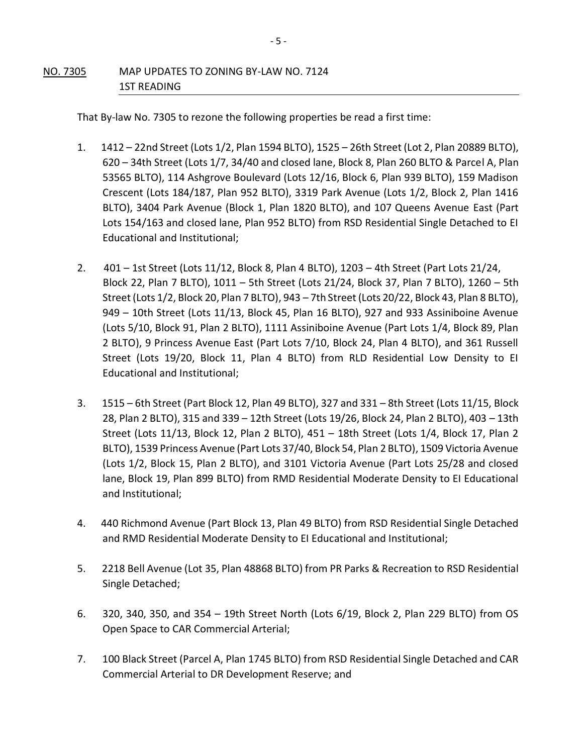NO. 7305 MAP UPDATES TO ZONING BY-LAW NO. 7124
1ST READING

That By-law No. 7305 to rezone the following properties be read a first time:

1. 1412 – 22nd Street (Lots 1/2, Plan 1594 BLTO), 1525 – 26th Street (Lot 2, Plan 20889 BLTO), 620 – 34th Street (Lots 1/7, 34/40 and closed lane, Block 8, Plan 260 BLTO & Parcel A, Plan 53565 BLTO), 114 Ashgrove Boulevard (Lots 12/16, Block 6, Plan 939 BLTO), 159 Madison Crescent (Lots 184/187, Plan 952 BLTO), 3319 Park Avenue (Lots 1/2, Block 2, Plan 1416 BLTO), 3404 Park Avenue (Block 1, Plan 1820 BLTO), and 107 Queens Avenue East (Part Lots 154/163 and closed lane, Plan 952 BLTO) from RSD Residential Single Detached to EI Educational and Institutional;

2. 401 – 1st Street (Lots 11/12, Block 8, Plan 4 BLTO), 1203 – 4th Street (Part Lots 21/24, Block 22, Plan 7 BLTO), 1011 – 5th Street (Lots 21/24, Block 37, Plan 7 BLTO), 1260 – 5th Street (Lots 1/2, Block 20, Plan 7 BLTO), 943 – 7th Street (Lots 20/22, Block 43, Plan 8 BLTO), 949 – 10th Street (Lots 11/13, Block 45, Plan 16 BLTO), 927 and 933 Assiniboine Avenue (Lots 5/10, Block 91, Plan 2 BLTO), 1111 Assiniboine Avenue (Part Lots 1/4, Block 89, Plan 2 BLTO), 9 Princess Avenue East (Part Lots 7/10, Block 24, Plan 4 BLTO), and 361 Russell Street (Lots 19/20, Block 11, Plan 4 BLTO) from RLD Residential Low Density to EI Educational and Institutional;

3. 1515 – 6th Street (Part Block 12, Plan 49 BLTO), 327 and 331 – 8th Street (Lots 11/15, Block 28, Plan 2 BLTO), 315 and 339 – 12th Street (Lots 19/26, Block 24, Plan 2 BLTO), 403 – 13th Street (Lots 11/13, Block 12, Plan 2 BLTO), 451 – 18th Street (Lots 1/4, Block 17, Plan 2 BLTO), 1539 Princess Avenue (Part Lots 37/40, Block 54, Plan 2 BLTO), 1509 Victoria Avenue (Lots 1/2, Block 15, Plan 2 BLTO), and 3101 Victoria Avenue (Part Lots 25/28 and closed lane, Block 19, Plan 899 BLTO) from RMD Residential Moderate Density to EI Educational and Institutional;

4. 440 Richmond Avenue (Part Block 13, Plan 49 BLTO) from RSD Residential Single Detached and RMD Residential Moderate Density to EI Educational and Institutional;

5. 2218 Bell Avenue (Lot 35, Plan 48868 BLTO) from PR Parks & Recreation to RSD Residential Single Detached;

6. 320, 340, 350, and 354 – 19th Street North (Lots 6/19, Block 2, Plan 229 BLTO) from OS Open Space to CAR Commercial Arterial;

7. 100 Black Street (Parcel A, Plan 1745 BLTO) from RSD Residential Single Detached and CAR Commercial Arterial to DR Development Reserve; and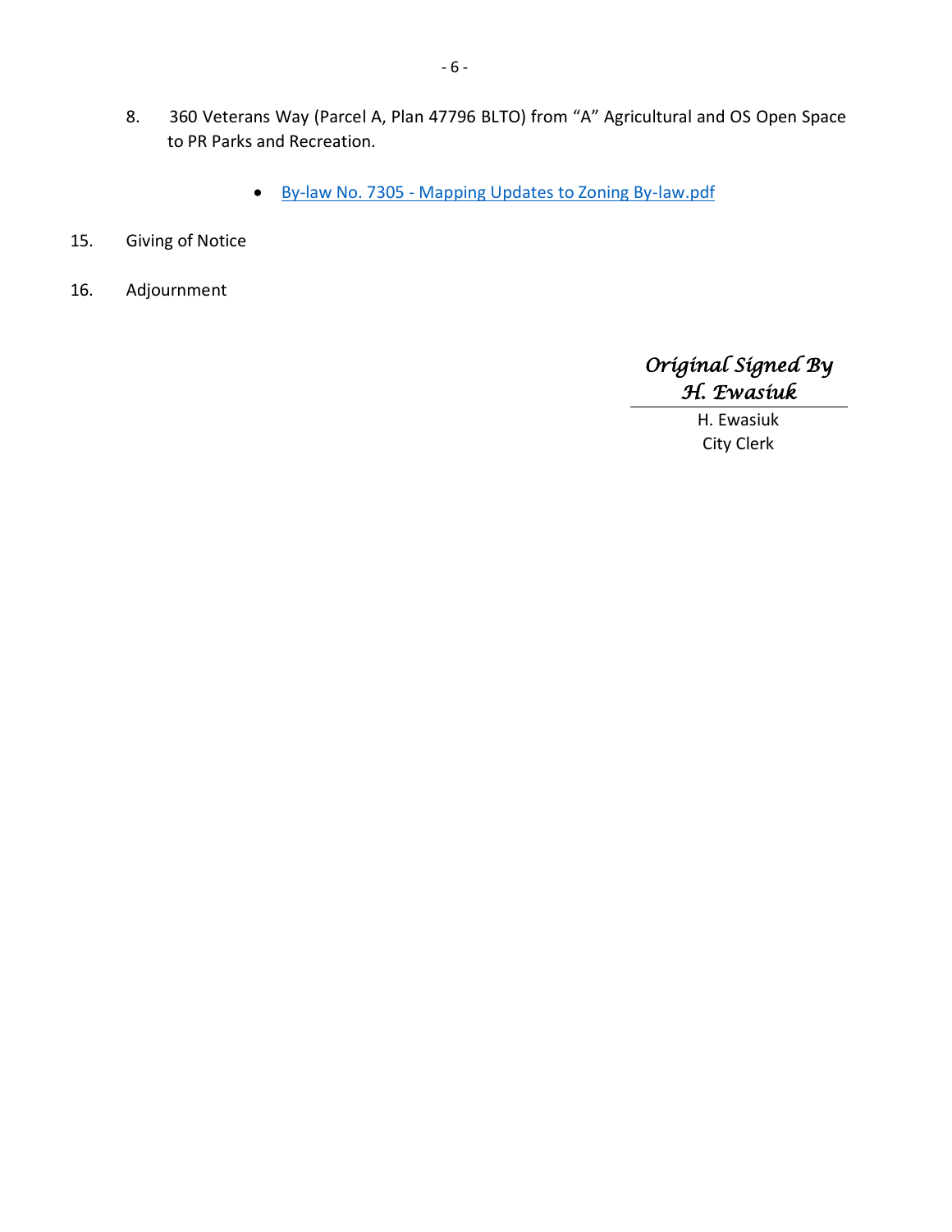8. 360 Veterans Way (Parcel A, Plan 47796 BLTO) from "A" Agricultural and OS Open Space to PR Parks and Recreation.

   - [By-law No. 7305 - Mapping Updates to Zoning By-law.pdf]()

15. Giving of Notice

16. Adjournment

*Original Signed By*
*H. Ewasiuk*

H. Ewasiuk
City Clerk